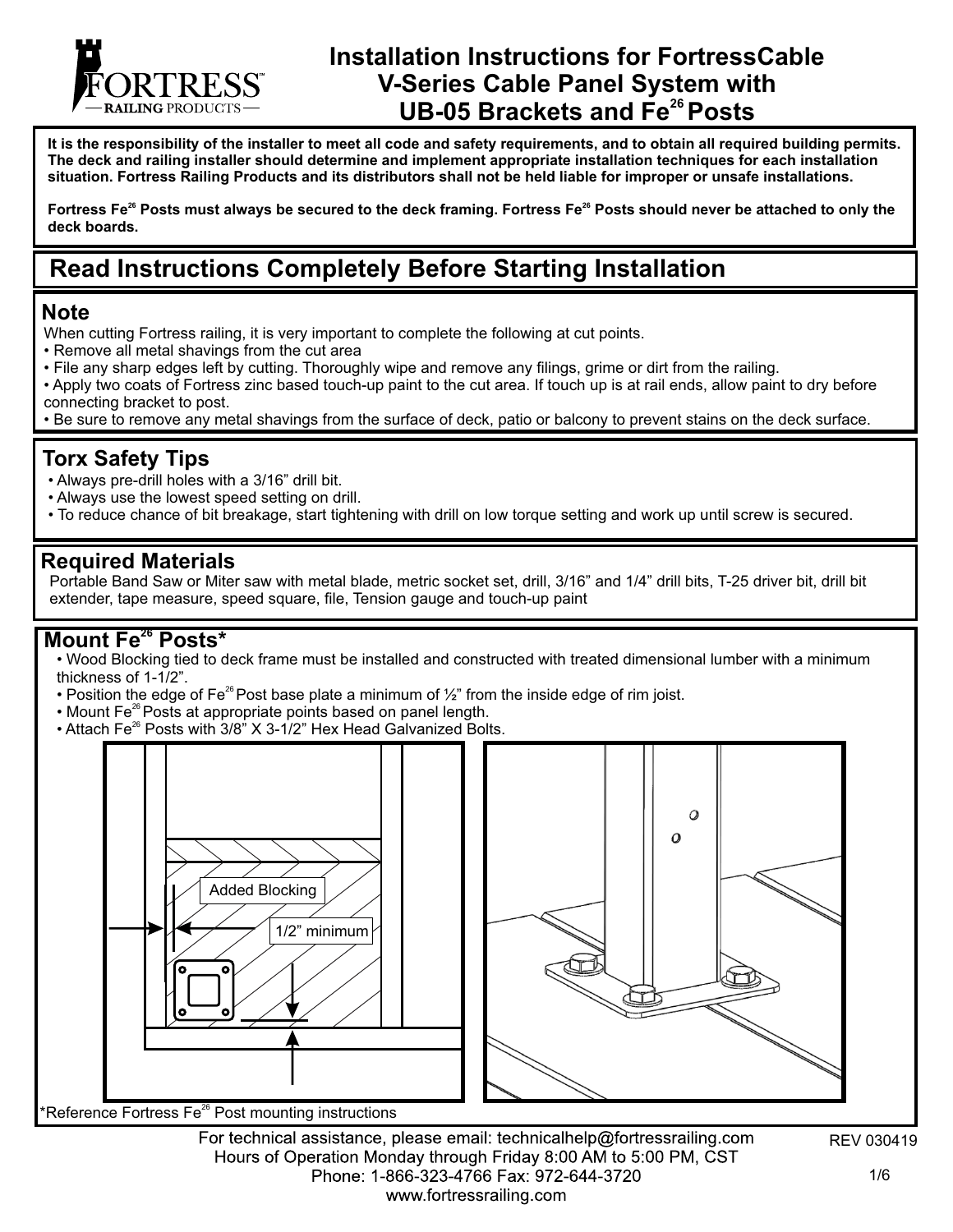# Installation Instructions for FortressCable V-Series Cable Panel System with UB-05 Brackets and $Fe^{26}$ Posts

**It is the responsibility of the installer to meet all code and safety requirements, and to obtain all required building permits. The deck and railing installer should determine and implement appropriate installation techniques for each installation situation. Fortress Railing Products and its distributors shall not be held liable for improper or unsafe installations.**

**Fortress $Fe^{26}$ Posts must always be secured to the deck framing. Fortress $Fe^{26}$ Posts should never be attached to only the deck boards.**

## Read Instructions Completely Before Starting Installation

### Note

When cutting Fortress railing, it is very important to complete the following at cut points.

- Remove all metal shavings from the cut area
- File any sharp edges left by cutting. Thoroughly wipe and remove any filings, grime or dirt from the railing.
- Apply two coats of Fortress zinc based touch-up paint to the cut area. If touch up is at rail ends, allow paint to dry before connecting bracket to post.
- Be sure to remove any metal shavings from the surface of deck, patio or balcony to prevent stains on the deck surface.

### Torx Safety Tips

- Always pre-drill holes with a 3/16" drill bit.
- Always use the lowest speed setting on drill.
- To reduce chance of bit breakage, start tightening with drill on low torque setting and work up until screw is secured.

### Required Materials

Portable Band Saw or Miter saw with metal blade, metric socket set, drill, 3/16" and 1/4" drill bits, T-25 driver bit, drill bit extender, tape measure, speed square, file, Tension gauge and touch-up paint

### Mount $Fe^{26}$ Posts*

- Wood Blocking tied to deck frame must be installed and constructed with treated dimensional lumber with a minimum thickness of 1-1/2".
- Position the edge of $Fe^{26}$ Post base plate a minimum of ½" from the inside edge of rim joist.
- Mount $Fe^{26}$ Posts at appropriate points based on panel length.
- Attach $Fe^{26}$ Posts with 3/8" X 3-1/2" Hex Head Galvanized Bolts.

Added Blocking

1/2" minimum

*Reference Fortress $Fe^{26}$ Post mounting instructions

For technical assistance, please email: technicalhelp@fortressrailing.com
Hours of Operation Monday through Friday 8:00 AM to 5:00 PM, CST
Phone: 1-866-323-4766 Fax: 972-644-3720
www.fortressrailing.com

REV 030419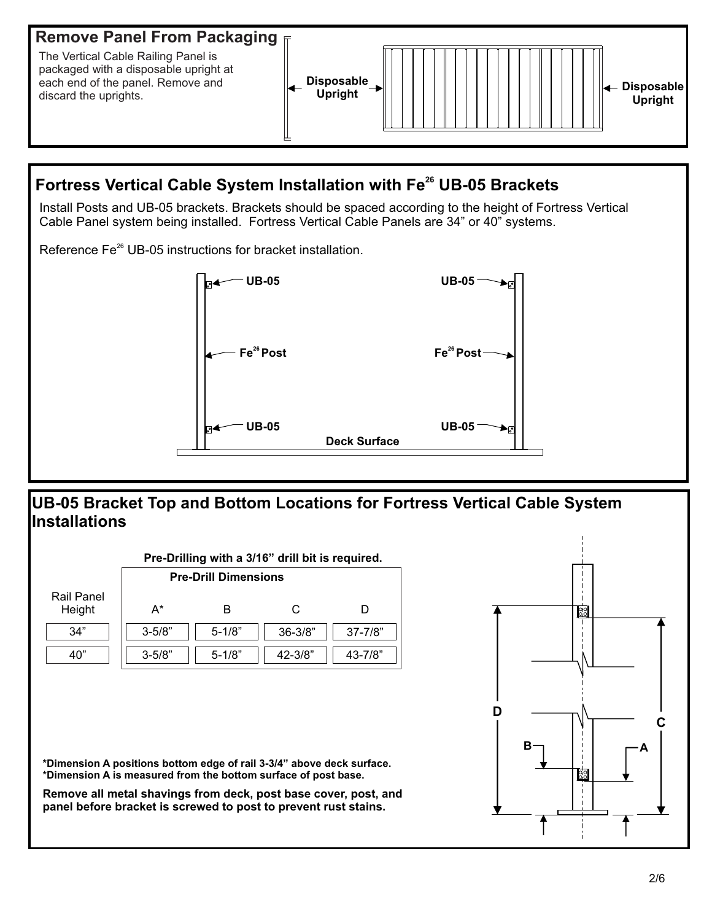## Remove Panel From Packaging

The Vertical Cable Railing Panel is packaged with a disposable upright at each end of the panel. Remove and discard the uprights.

Disposable Upright

Disposable Upright

## Fortress Vertical Cable System Installation with $Fe^{26}$ UB-05 Brackets

Install Posts and UB-05 brackets. Brackets should be spaced according to the height of Fortress Vertical Cable Panel system being installed. Fortress Vertical Cable Panels are 34" or 40" systems.

Reference $Fe^{26}$ UB-05 instructions for bracket installation.

UB-05

UB-05

$Fe^{26}$ Post

$Fe^{26}$ Post

UB-05

UB-05

Deck Surface

## UB-05 Bracket Top and Bottom Locations for Fortress Vertical Cable System Installations

**Pre-Drilling with a 3/16" drill bit is required.**

| Rail Panel Height | Pre-Drill Dimensions A* | B | C | D |
|---|---|---|---|---|
| 34" | 3-5/8" | 5-1/8" | 36-3/8" | 37-7/8" |
| 40" | 3-5/8" | 5-1/8" | 42-3/8" | 43-7/8" |

**\*Dimension A positions bottom edge of rail 3-3/4" above deck surface.**
**\*Dimension A is measured from the bottom surface of post base.**

**Remove all metal shavings from deck, post base cover, post, and panel before bracket is screwed to post to prevent rust stains.**

D

C

B

A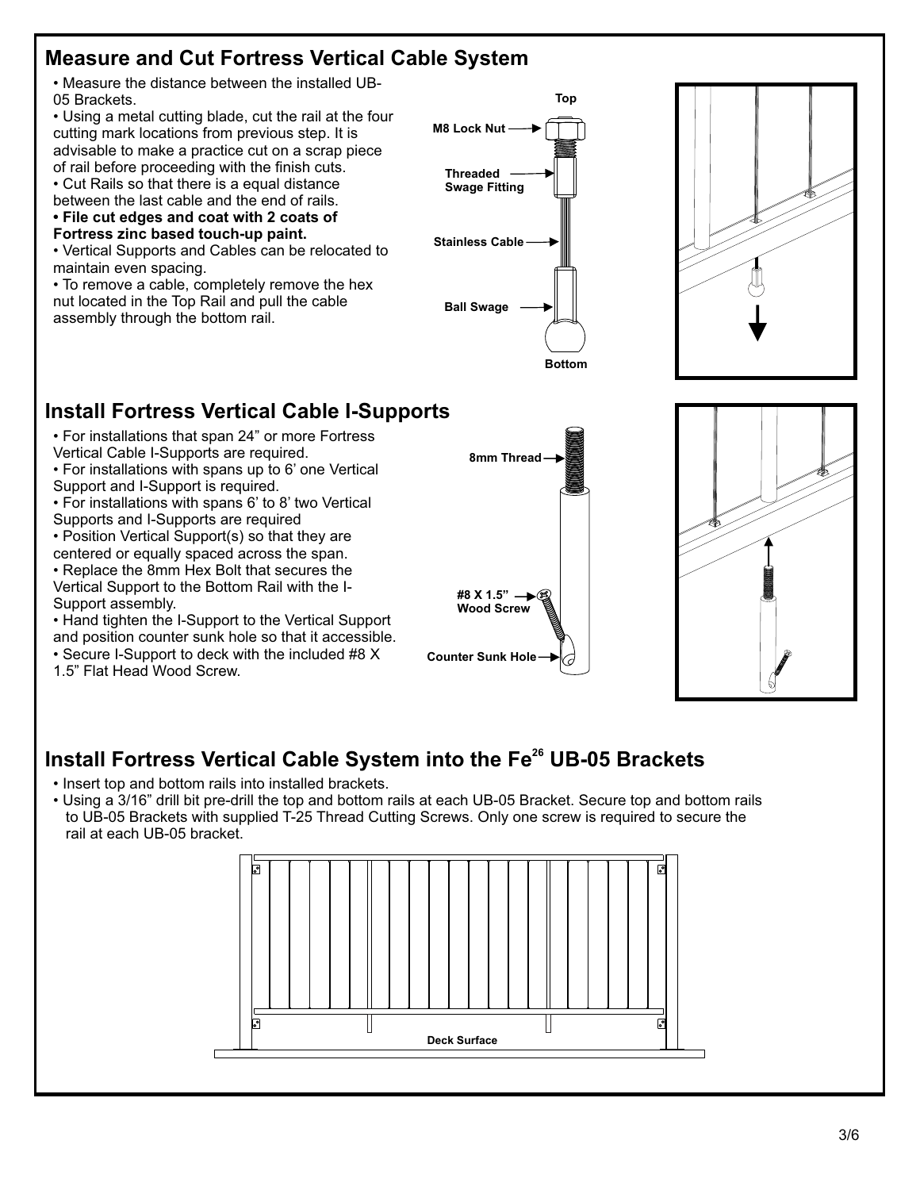## Measure and Cut Fortress Vertical Cable System

- Measure the distance between the installed UB-05 Brackets.
- Using a metal cutting blade, cut the rail at the four cutting mark locations from previous step. It is advisable to make a practice cut on a scrap piece of rail before proceeding with the finish cuts.
- Cut Rails so that there is a equal distance between the last cable and the end of rails.
- **File cut edges and coat with 2 coats of Fortress zinc based touch-up paint.**
- Vertical Supports and Cables can be relocated to maintain even spacing.
- To remove a cable, completely remove the hex nut located in the Top Rail and pull the cable assembly through the bottom rail.

Top

M8 Lock Nut

Threaded Swage Fitting

Stainless Cable

Ball Swage

Bottom

## Install Fortress Vertical Cable I-Supports

- For installations that span 24" or more Fortress Vertical Cable I-Supports are required.
- For installations with spans up to 6' one Vertical Support and I-Support is required.
- For installations with spans 6' to 8' two Vertical Supports and I-Supports are required
- Position Vertical Support(s) so that they are centered or equally spaced across the span.
- Replace the 8mm Hex Bolt that secures the Vertical Support to the Bottom Rail with the I-Support assembly.
- Hand tighten the I-Support to the Vertical Support and position counter sunk hole so that it accessible.
- Secure I-Support to deck with the included #8 X 1.5" Flat Head Wood Screw.

8mm Thread

#8 X 1.5" Wood Screw

Counter Sunk Hole

## Install Fortress Vertical Cable System into the Fe[26] UB-05 Brackets

- Insert top and bottom rails into installed brackets.
- Using a 3/16" drill bit pre-drill the top and bottom rails at each UB-05 Bracket. Secure top and bottom rails to UB-05 Brackets with supplied T-25 Thread Cutting Screws. Only one screw is required to secure the rail at each UB-05 bracket.

Deck Surface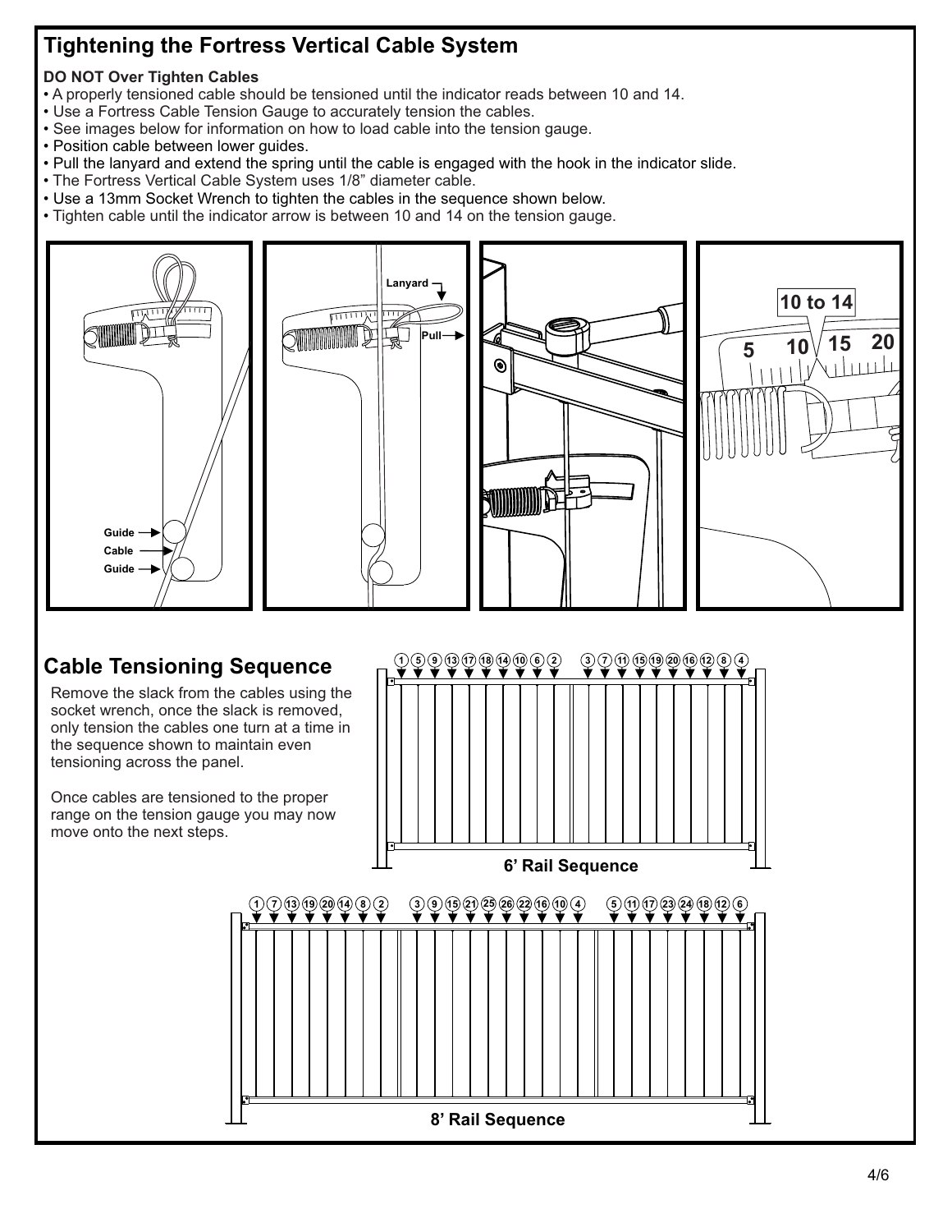## Tightening the Fortress Vertical Cable System

**DO NOT Over Tighten Cables**

- A properly tensioned cable should be tensioned until the indicator reads between 10 and 14.
- Use a Fortress Cable Tension Gauge to accurately tension the cables.
- See images below for information on how to load cable into the tension gauge.
- Position cable between lower guides.
- Pull the lanyard and extend the spring until the cable is engaged with the hook in the indicator slide.
- The Fortress Vertical Cable System uses 1/8" diameter cable.
- Use a 13mm Socket Wrench to tighten the cables in the sequence shown below.
- Tighten cable until the indicator arrow is between 10 and 14 on the tension gauge.

## Cable Tensioning Sequence

Remove the slack from the cables using the socket wrench, once the slack is removed, only tension the cables one turn at a time in the sequence shown to maintain even tensioning across the panel.

Once cables are tensioned to the proper range on the tension gauge you may now move onto the next steps.

**6' Rail Sequence**

1 5 9 13 17 18 14 10 6 2 | 3 7 11 15 19 20 16 12 8 4

**8' Rail Sequence**

1 7 13 19 20 14 8 2 | 3 9 15 21 25 26 22 16 10 4 | 5 11 17 23 24 18 12 6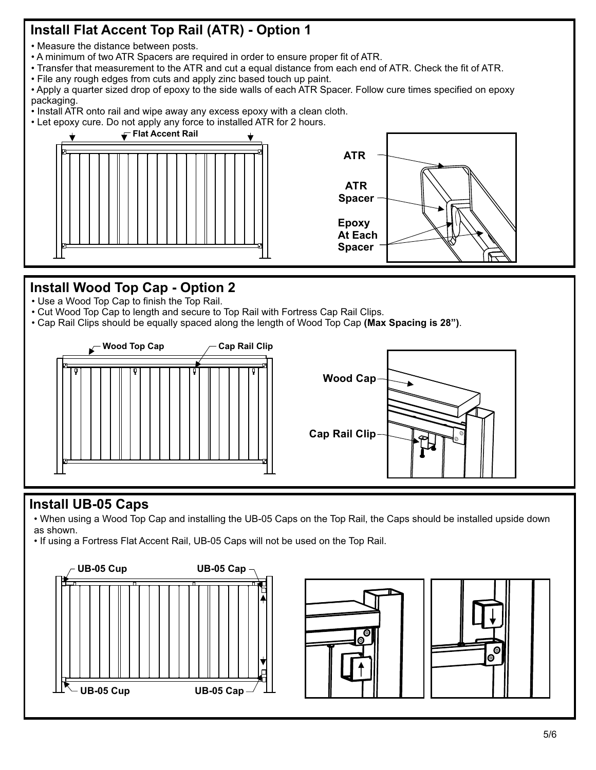## Install Flat Accent Top Rail (ATR) - Option 1

- Measure the distance between posts.
- A minimum of two ATR Spacers are required in order to ensure proper fit of ATR.
- Transfer that measurement to the ATR and cut a equal distance from each end of ATR. Check the fit of ATR.
- File any rough edges from cuts and apply zinc based touch up paint.
- Apply a quarter sized drop of epoxy to the side walls of each ATR Spacer. Follow cure times specified on epoxy packaging.
- Install ATR onto rail and wipe away any excess epoxy with a clean cloth.
- Let epoxy cure. Do not apply any force to installed ATR for 2 hours.

Flat Accent Rail

ATR

ATR Spacer

Epoxy At Each Spacer

## Install Wood Top Cap - Option 2

- Use a Wood Top Cap to finish the Top Rail.
- Cut Wood Top Cap to length and secure to Top Rail with Fortress Cap Rail Clips.
- Cap Rail Clips should be equally spaced along the length of Wood Top Cap **(Max Spacing is 28")**.

Wood Top Cap

Cap Rail Clip

Wood Cap

Cap Rail Clip

## Install UB-05 Caps

- When using a Wood Top Cap and installing the UB-05 Caps on the Top Rail, the Caps should be installed upside down as shown.
- If using a Fortress Flat Accent Rail, UB-05 Caps will not be used on the Top Rail.

UB-05 Cup

UB-05 Cap

UB-05 Cup

UB-05 Cap